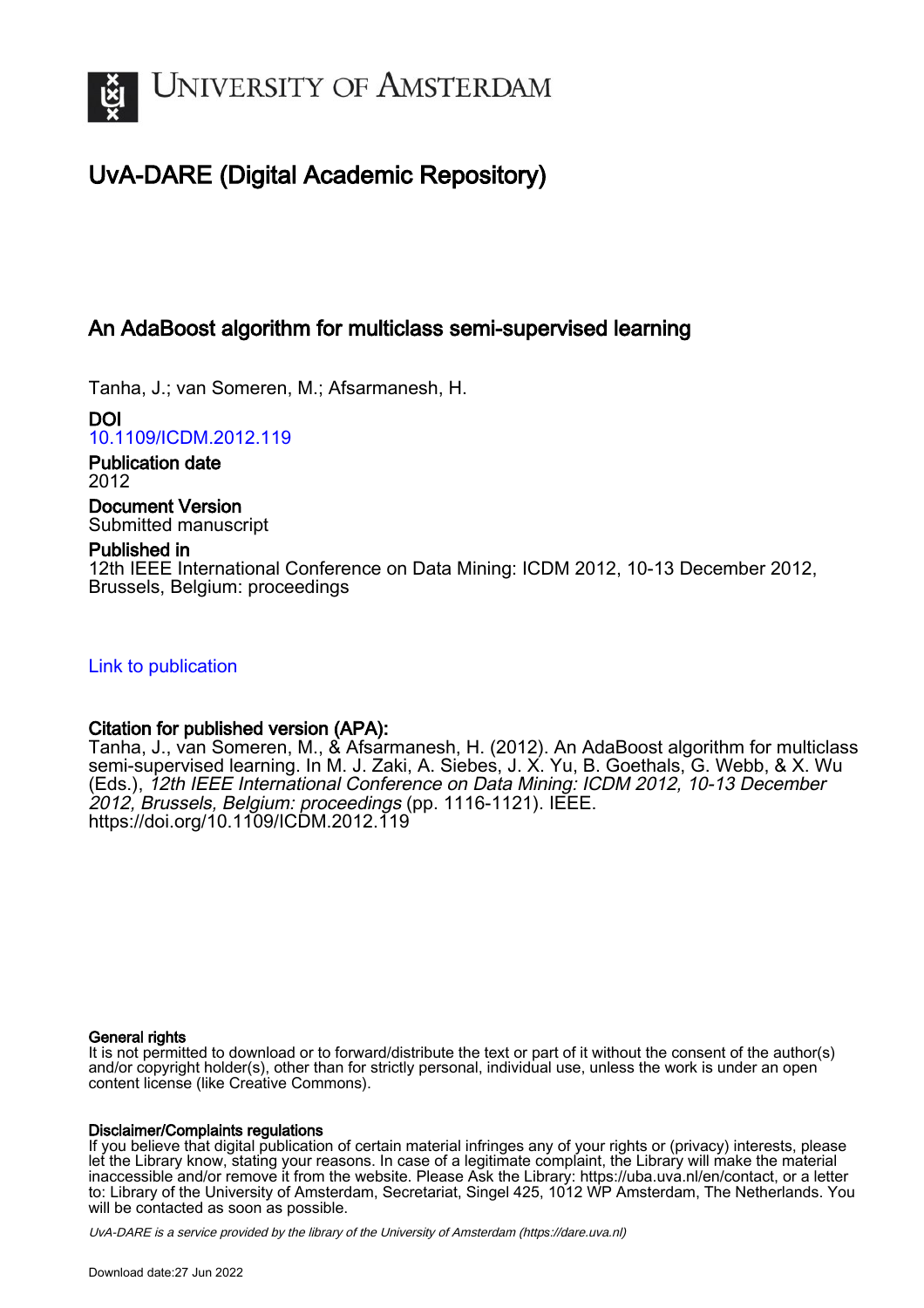# University of Amsterdam

## UvA-DARE (Digital Academic Repository)

### An AdaBoost algorithm for multiclass semi-supervised learning

Tanha, J.; van Someren, M.; Afsarmanesh, H.

**DOI**
10.1109/ICDM.2012.119

**Publication date**
2012

**Document Version**
Submitted manuscript

**Published in**
12th IEEE International Conference on Data Mining: ICDM 2012, 10-13 December 2012, Brussels, Belgium: proceedings

Link to publication

**Citation for published version (APA):**
Tanha, J., van Someren, M., & Afsarmanesh, H. (2012). An AdaBoost algorithm for multiclass semi-supervised learning. In M. J. Zaki, A. Siebes, J. X. Yu, B. Goethals, G. Webb, & X. Wu (Eds.), *12th IEEE International Conference on Data Mining: ICDM 2012, 10-13 December 2012, Brussels, Belgium: proceedings* (pp. 1116-1121). IEEE. https://doi.org/10.1109/ICDM.2012.119

**General rights**
It is not permitted to download or to forward/distribute the text or part of it without the consent of the author(s) and/or copyright holder(s), other than for strictly personal, individual use, unless the work is under an open content license (like Creative Commons).

**Disclaimer/Complaints regulations**
If you believe that digital publication of certain material infringes any of your rights or (privacy) interests, please let the Library know, stating your reasons. In case of a legitimate complaint, the Library will make the material inaccessible and/or remove it from the website. Please Ask the Library: https://uba.uva.nl/en/contact, or a letter to: Library of the University of Amsterdam, Secretariat, Singel 425, 1012 WP Amsterdam, The Netherlands. You will be contacted as soon as possible.

*UvA-DARE is a service provided by the library of the University of Amsterdam (https://dare.uva.nl)*

Download date:27 Jun 2022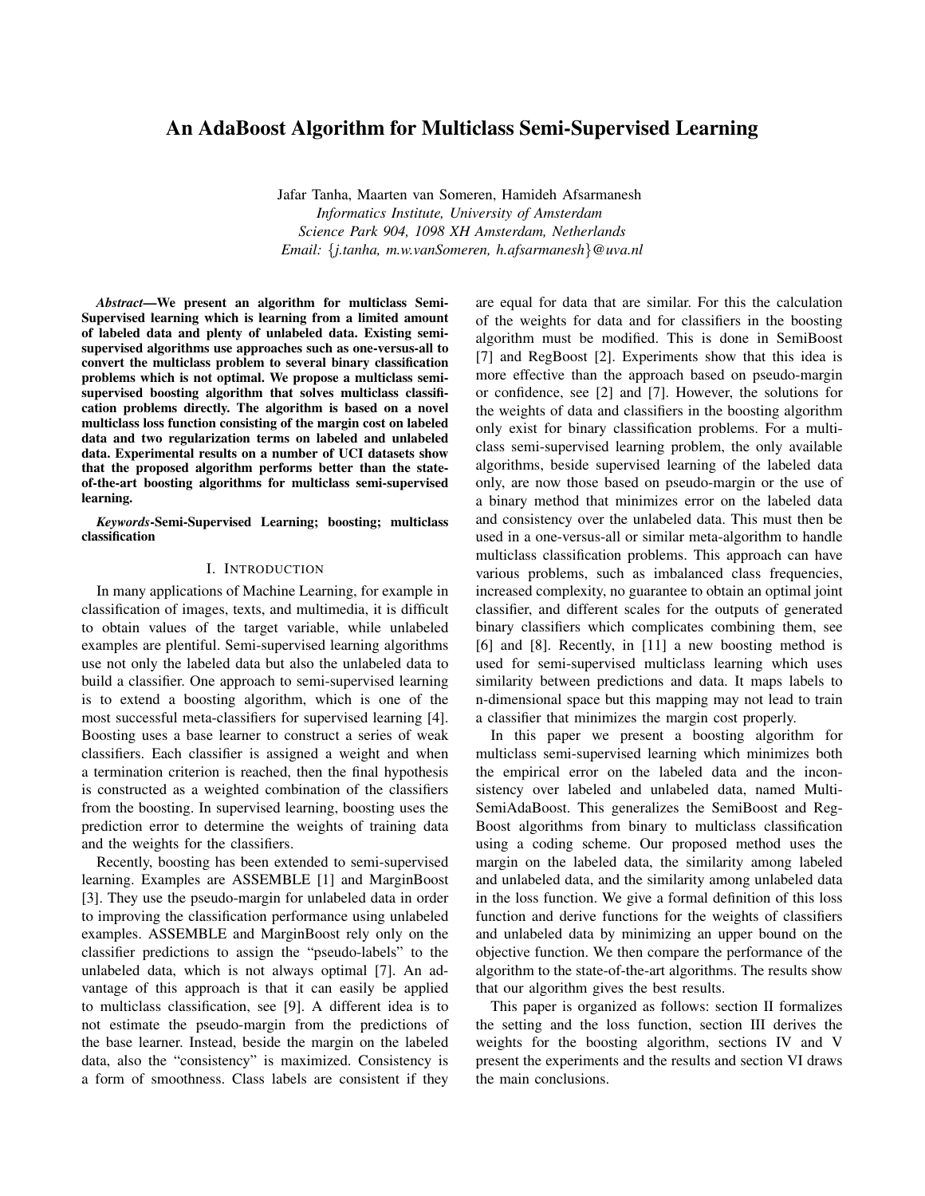# An AdaBoost Algorithm for Multiclass Semi-Supervised Learning

Jafar Tanha, Maarten van Someren, Hamideh Afsarmanesh
*Informatics Institute, University of Amsterdam*
*Science Park 904, 1098 XH Amsterdam, Netherlands*
*Email: {j.tanha, m.w.vanSomeren, h.afsarmanesh}@uva.nl*

***Abstract*—We present an algorithm for multiclass Semi-Supervised learning which is learning from a limited amount of labeled data and plenty of unlabeled data. Existing semi-supervised algorithms use approaches such as one-versus-all to convert the multiclass problem to several binary classification problems which is not optimal. We propose a multiclass semi-supervised boosting algorithm that solves multiclass classification problems directly. The algorithm is based on a novel multiclass loss function consisting of the margin cost on labeled data and two regularization terms on labeled and unlabeled data. Experimental results on a number of UCI datasets show that the proposed algorithm performs better than the state-of-the-art boosting algorithms for multiclass semi-supervised learning.**

***Keywords*-Semi-Supervised Learning; boosting; multiclass classification**

## I. Introduction

In many applications of Machine Learning, for example in classification of images, texts, and multimedia, it is difficult to obtain values of the target variable, while unlabeled examples are plentiful. Semi-supervised learning algorithms use not only the labeled data but also the unlabeled data to build a classifier. One approach to semi-supervised learning is to extend a boosting algorithm, which is one of the most successful meta-classifiers for supervised learning [4]. Boosting uses a base learner to construct a series of weak classifiers. Each classifier is assigned a weight and when a termination criterion is reached, then the final hypothesis is constructed as a weighted combination of the classifiers from the boosting. In supervised learning, boosting uses the prediction error to determine the weights of training data and the weights for the classifiers.

Recently, boosting has been extended to semi-supervised learning. Examples are ASSEMBLE [1] and MarginBoost [3]. They use the pseudo-margin for unlabeled data in order to improving the classification performance using unlabeled examples. ASSEMBLE and MarginBoost rely only on the classifier predictions to assign the "pseudo-labels" to the unlabeled data, which is not always optimal [7]. An advantage of this approach is that it can easily be applied to multiclass classification, see [9]. A different idea is to not estimate the pseudo-margin from the predictions of the base learner. Instead, beside the margin on the labeled data, also the "consistency" is maximized. Consistency is a form of smoothness. Class labels are consistent if they are equal for data that are similar. For this the calculation of the weights for data and for classifiers in the boosting algorithm must be modified. This is done in SemiBoost [7] and RegBoost [2]. Experiments show that this idea is more effective than the approach based on pseudo-margin or confidence, see [2] and [7]. However, the solutions for the weights of data and classifiers in the boosting algorithm only exist for binary classification problems. For a multiclass semi-supervised learning problem, the only available algorithms, beside supervised learning of the labeled data only, are now those based on pseudo-margin or the use of a binary method that minimizes error on the labeled data and consistency over the unlabeled data. This must then be used in a one-versus-all or similar meta-algorithm to handle multiclass classification problems. This approach can have various problems, such as imbalanced class frequencies, increased complexity, no guarantee to obtain an optimal joint classifier, and different scales for the outputs of generated binary classifiers which complicates combining them, see [6] and [8]. Recently, in [11] a new boosting method is used for semi-supervised multiclass learning which uses similarity between predictions and data. It maps labels to n-dimensional space but this mapping may not lead to train a classifier that minimizes the margin cost properly.

In this paper we present a boosting algorithm for multiclass semi-supervised learning which minimizes both the empirical error on the labeled data and the inconsistency over labeled and unlabeled data, named Multi-SemiAdaBoost. This generalizes the SemiBoost and RegBoost algorithms from binary to multiclass classification using a coding scheme. Our proposed method uses the margin on the labeled data, the similarity among labeled and unlabeled data, and the similarity among unlabeled data in the loss function. We give a formal definition of this loss function and derive functions for the weights of classifiers and unlabeled data by minimizing an upper bound on the objective function. We then compare the performance of the algorithm to the state-of-the-art algorithms. The results show that our algorithm gives the best results.

This paper is organized as follows: section II formalizes the setting and the loss function, section III derives the weights for the boosting algorithm, sections IV and V present the experiments and the results and section VI draws the main conclusions.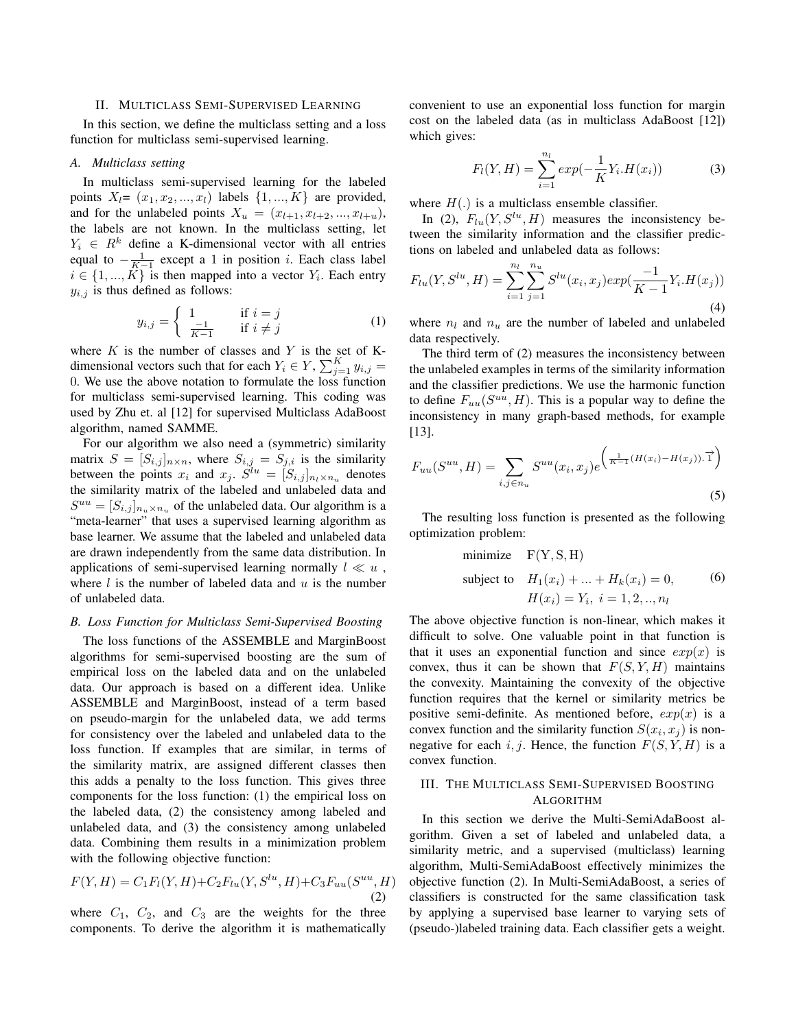## II. Multiclass Semi-Supervised Learning

In this section, we define the multiclass setting and a loss function for multiclass semi-supervised learning.

### A. Multiclass setting

In multiclass semi-supervised learning for the labeled points $X_l$= $(x_1, x_2, ..., x_l)$ labels $\{1, ..., K\}$ are provided, and for the unlabeled points $X_u = (x_{l+1}, x_{l+2}, ..., x_{l+u})$, the labels are not known. In the multiclass setting, let $Y_i \in R^k$ define a K-dimensional vector with all entries equal to $-\frac{1}{K-1}$ except a 1 in position $i$. Each class label $i \in \{1, ..., K\}$ is then mapped into a vector $Y_i$. Each entry $y_{i,j}$ is thus defined as follows:

$$y_{i,j} = \begin{cases} 1 & \text{if } i = j \\ \frac{-1}{K-1} & \text{if } i \neq j \end{cases} \tag{1}$$

where $K$ is the number of classes and $Y$ is the set of K-dimensional vectors such that for each $Y_i \in Y$, $\sum_{j=1}^{K} y_{i,j} = 0$. We use the above notation to formulate the loss function for multiclass semi-supervised learning. This coding was used by Zhu et. al [12] for supervised Multiclass AdaBoost algorithm, named SAMME.

For our algorithm we also need a (symmetric) similarity matrix $S = [S_{i,j}]_{n \times n}$, where $S_{i,j} = S_{j,i}$ is the similarity between the points $x_i$ and $x_j$. $S^{lu} = [S_{i,j}]_{n_l \times n_u}$ denotes the similarity matrix of the labeled and unlabeled data and $S^{uu} = [S_{i,j}]_{n_u \times n_u}$ of the unlabeled data. Our algorithm is a "meta-learner" that uses a supervised learning algorithm as base learner. We assume that the labeled and unlabeled data are drawn independently from the same data distribution. In applications of semi-supervised learning normally $l \ll u$ , where $l$ is the number of labeled data and $u$ is the number of unlabeled data.

### B. Loss Function for Multiclass Semi-Supervised Boosting

The loss functions of the ASSEMBLE and MarginBoost algorithms for semi-supervised boosting are the sum of empirical loss on the labeled data and on the unlabeled data. Our approach is based on a different idea. Unlike ASSEMBLE and MarginBoost, instead of a term based on pseudo-margin for the unlabeled data, we add terms for consistency over the labeled and unlabeled data to the loss function. If examples that are similar, in terms of the similarity matrix, are assigned different classes then this adds a penalty to the loss function. This gives three components for the loss function: (1) the empirical loss on the labeled data, (2) the consistency among labeled and unlabeled data, and (3) the consistency among unlabeled data. Combining them results in a minimization problem with the following objective function:

$$F(Y, H) = C_1 F_l(Y, H) + C_2 F_{lu}(Y, S^{lu}, H) + C_3 F_{uu}(S^{uu}, H) \tag{2}$$

where $C_1$, $C_2$, and $C_3$ are the weights for the three components. To derive the algorithm it is mathematically convenient to use an exponential loss function for margin cost on the labeled data (as in multiclass AdaBoost [12]) which gives:

$$F_l(Y, H) = \sum_{i=1}^{n_l} exp(-\frac{1}{K} Y_i.H(x_i)) \tag{3}$$

where $H(.)$ is a multiclass ensemble classifier.

In (2), $F_{lu}(Y, S^{lu}, H)$ measures the inconsistency between the similarity information and the classifier predictions on labeled and unlabeled data as follows:

$$F_{lu}(Y, S^{lu}, H) = \sum_{i=1}^{n_l} \sum_{j=1}^{n_u} S^{lu}(x_i, x_j) exp(\frac{-1}{K-1} Y_i.H(x_j)) \tag{4}$$

where $n_l$ and $n_u$ are the number of labeled and unlabeled data respectively.

The third term of (2) measures the inconsistency between the unlabeled examples in terms of the similarity information and the classifier predictions. We use the harmonic function to define $F_{uu}(S^{uu}, H)$. This is a popular way to define the inconsistency in many graph-based methods, for example [13].

$$F_{uu}(S^{uu}, H) = \sum_{i,j \in n_u} S^{uu}(x_i, x_j) e^{\left(\frac{1}{K-1}(H(x_i) - H(x_j)).\vec{1}\right)} \tag{5}$$

The resulting loss function is presented as the following optimization problem:

$$\begin{aligned} \text{minimize} \quad & \mathrm{F(Y, S, H)} \\ \text{subject to} \quad & H_1(x_i) + ... + H_k(x_i) = 0, \\ & H(x_i) = Y_i, \ i = 1, 2, .., n_l \end{aligned} \tag{6}$$

The above objective function is non-linear, which makes it difficult to solve. One valuable point in that function is that it uses an exponential function and since $exp(x)$ is convex, thus it can be shown that $F(S, Y, H)$ maintains the convexity. Maintaining the convexity of the objective function requires that the kernel or similarity metrics be positive semi-definite. As mentioned before, $exp(x)$ is a convex function and the similarity function $S(x_i, x_j)$ is non-negative for each $i, j$. Hence, the function $F(S, Y, H)$ is a convex function.

## III. The Multiclass Semi-Supervised Boosting Algorithm

In this section we derive the Multi-SemiAdaBoost algorithm. Given a set of labeled and unlabeled data, a similarity metric, and a supervised (multiclass) learning algorithm, Multi-SemiAdaBoost effectively minimizes the objective function (2). In Multi-SemiAdaBoost, a series of classifiers is constructed for the same classification task by applying a supervised base learner to varying sets of (pseudo-)labeled training data. Each classifier gets a weight.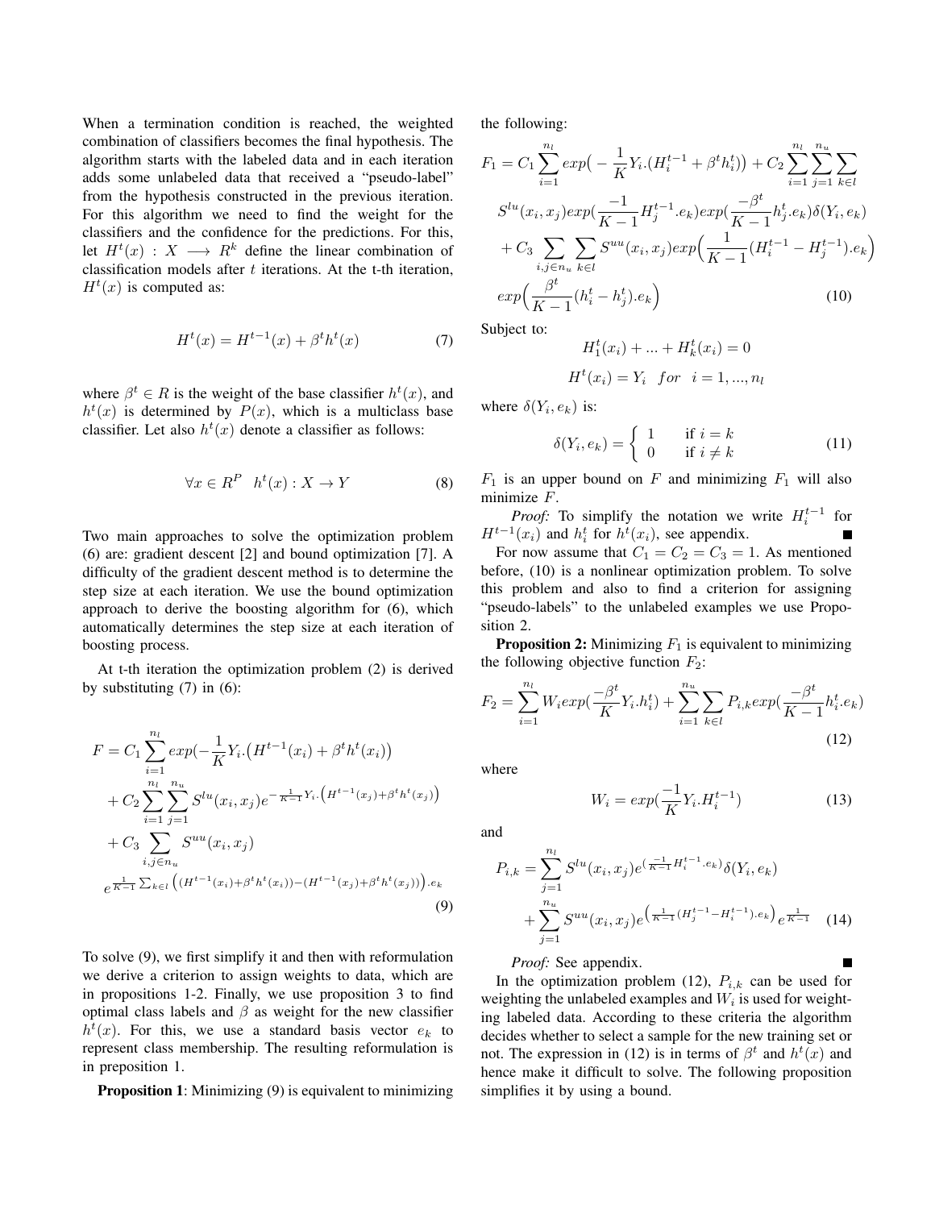When a termination condition is reached, the weighted combination of classifiers becomes the final hypothesis. The algorithm starts with the labeled data and in each iteration adds some unlabeled data that received a "pseudo-label" from the hypothesis constructed in the previous iteration. For this algorithm we need to find the weight for the classifiers and the confidence for the predictions. For this, let $H^t(x) : X \longrightarrow R^k$ define the linear combination of classification models after $t$ iterations. At the t-th iteration, $H^t(x)$ is computed as:

$$H^t(x) = H^{t-1}(x) + \beta^t h^t(x) \tag{7}$$

where $\beta^t \in R$ is the weight of the base classifier $h^t(x)$, and $h^t(x)$ is determined by $P(x)$, which is a multiclass base classifier. Let also $h^t(x)$ denote a classifier as follows:

$$\forall x \in R^P \quad h^t(x) : X \to Y \tag{8}$$

Two main approaches to solve the optimization problem (6) are: gradient descent [2] and bound optimization [7]. A difficulty of the gradient descent method is to determine the step size at each iteration. We use the bound optimization approach to derive the boosting algorithm for (6), which automatically determines the step size at each iteration of boosting process.

At t-th iteration the optimization problem (2) is derived by substituting (7) in (6):

$$\begin{aligned} F = & C_1 \sum_{i=1}^{n_l} exp(-\frac{1}{K} Y_i.\big(H^{t-1}(x_i) + \beta^t h^t(x_i)\big) \\ & + C_2 \sum_{i=1}^{n_l} \sum_{j=1}^{n_u} S^{lu}(x_i, x_j) e^{-\frac{1}{K-1} Y_i.\big(H^{t-1}(x_j)+\beta^t h^t(x_j)\big)} \\ & + C_3 \sum_{i,j \in n_u} S^{uu}(x_i, x_j) \\ & e^{\frac{1}{K-1}\sum_{k\in l}\big((H^{t-1}(x_i)+\beta^t h^t(x_i))-(H^{t-1}(x_j)+\beta^t h^t(x_j))\big).e_k} \end{aligned} \tag{9}$$

To solve (9), we first simplify it and then with reformulation we derive a criterion to assign weights to data, which are in propositions 1-2. Finally, we use proposition 3 to find optimal class labels and $\beta$ as weight for the new classifier $h^t(x)$. For this, we use a standard basis vector $e_k$ to represent class membership. The resulting reformulation is in preposition 1.

**Proposition 1**: Minimizing (9) is equivalent to minimizing the following:

$$\begin{aligned} F_1 = & C_1 \sum_{i=1}^{n_l} exp\big(-\frac{1}{K} Y_i.(H_i^{t-1} + \beta^t h_i^t)\big) + C_2 \sum_{i=1}^{n_l}\sum_{j=1}^{n_u}\sum_{k\in l} \\ & S^{lu}(x_i, x_j) exp(\frac{-1}{K-1} H_j^{t-1}.e_k) exp(\frac{-\beta^t}{K-1} h_j^t.e_k)\delta(Y_i, e_k) \\ & + C_3 \sum_{i,j\in n_u}\sum_{k\in l} S^{uu}(x_i, x_j) exp\Big(\frac{1}{K-1}(H_i^{t-1} - H_j^{t-1}).e_k\Big) \\ & exp\Big(\frac{\beta^t}{K-1}(h_i^t - h_j^t).e_k\Big) \end{aligned} \tag{10}$$

Subject to:

$$H_1^t(x_i) + ... + H_k^t(x_i) = 0$$

$$H^t(x_i) = Y_i \quad for \quad i = 1, ..., n_l$$

where $\delta(Y_i, e_k)$ is:

$$\delta(Y_i, e_k) = \begin{cases} 1 & \text{if } i = k \\ 0 & \text{if } i \neq k \end{cases} \tag{11}$$

$F_1$ is an upper bound on $F$ and minimizing $F_1$ will also minimize $F$.

*Proof:* To simplify the notation we write $H_i^{t-1}$ for $H^{t-1}(x_i)$ and $h_i^t$ for $h^t(x_i)$, see appendix. ■

For now assume that $C_1 = C_2 = C_3 = 1$. As mentioned before, (10) is a nonlinear optimization problem. To solve this problem and also to find a criterion for assigning "pseudo-labels" to the unlabeled examples we use Proposition 2.

**Proposition 2:** Minimizing $F_1$ is equivalent to minimizing the following objective function $F_2$:

$$F_2 = \sum_{i=1}^{n_l} W_i exp(\frac{-\beta^t}{K} Y_i.h_i^t) + \sum_{i=1}^{n_u}\sum_{k\in l} P_{i,k} exp(\frac{-\beta^t}{K-1} h_i^t.e_k) \tag{12}$$

where

$$W_i = exp(\frac{-1}{K} Y_i.H_i^{t-1}) \tag{13}$$

and

$$\begin{aligned} P_{i,k} = & \sum_{j=1}^{n_l} S^{lu}(x_i, x_j) e^{(\frac{-1}{K-1} H_i^{t-1}.e_k)}\delta(Y_i, e_k) \\ & + \sum_{j=1}^{n_u} S^{uu}(x_i, x_j) e^{\big(\frac{1}{K-1}(H_j^{t-1} - H_i^{t-1}).e_k\big)} e^{\frac{1}{K-1}} \end{aligned} \tag{14}$$

*Proof:* See appendix. ■

In the optimization problem (12), $P_{i,k}$ can be used for weighting the unlabeled examples and $W_i$ is used for weighting labeled data. According to these criteria the algorithm decides whether to select a sample for the new training set or not. The expression in (12) is in terms of $\beta^t$ and $h^t(x)$ and hence make it difficult to solve. The following proposition simplifies it by using a bound.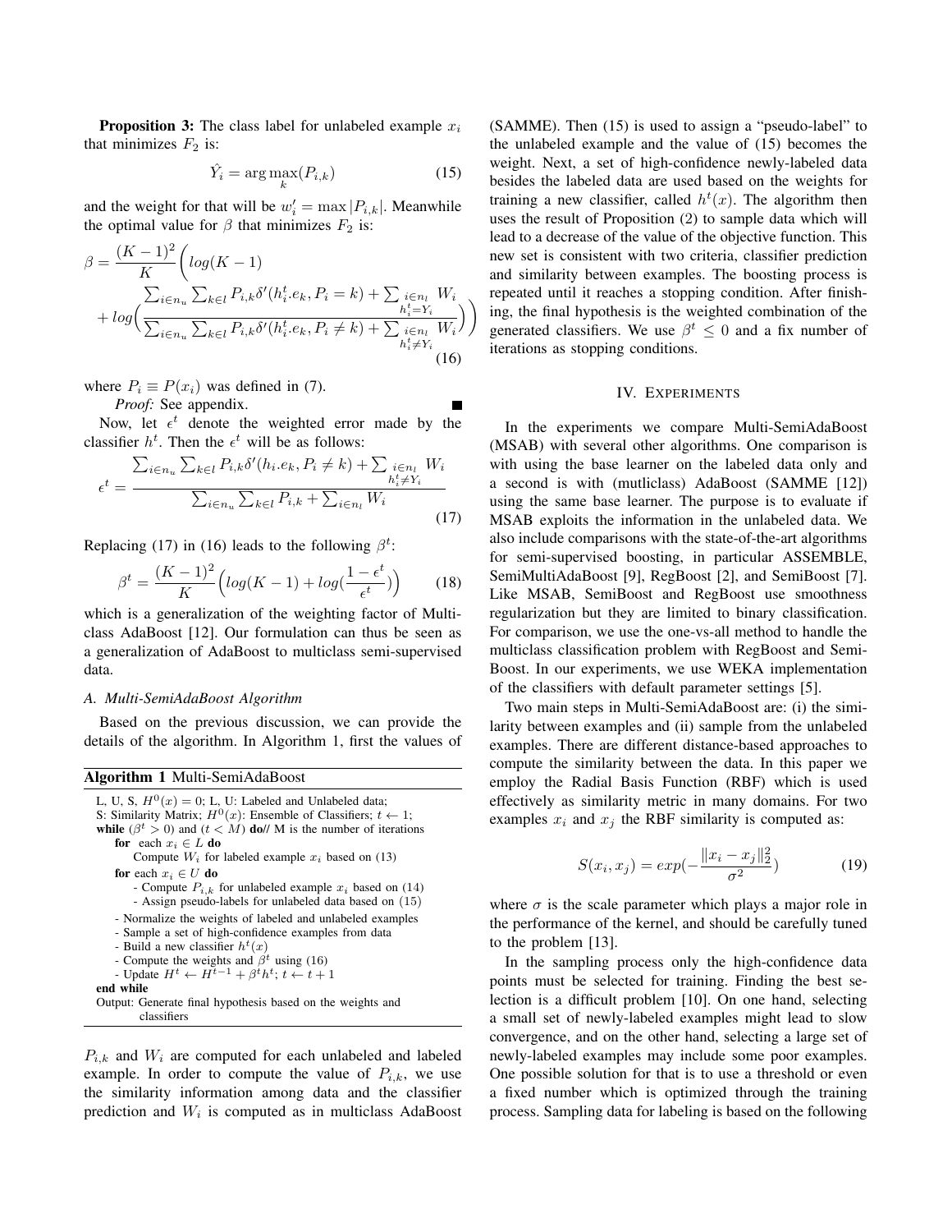**Proposition 3:** The class label for unlabeled example $x_i$ that minimizes $F_2$ is:

$$\hat{Y}_i = \arg\max_k(P_{i,k}) \tag{15}$$

and the weight for that will be $w'_i = \max|P_{i,k}|$. Meanwhile the optimal value for $\beta$ that minimizes $F_2$ is:

$$\beta = \frac{(K-1)^2}{K}\Bigg(log(K-1) + log\Big(\frac{\sum_{i\in n_u}\sum_{k\in l} P_{i,k}\delta'(h_i^t.e_k, P_i = k) + \sum_{\substack{i\in n_l \\ h_i^t = Y_i}} W_i}{\sum_{i\in n_u}\sum_{k\in l} P_{i,k}\delta'(h_i^t.e_k, P_i \neq k) + \sum_{\substack{i\in n_l \\ h_i^t \neq Y_i}} W_i}\Big)\Bigg) \tag{16}$$

where $P_i \equiv P(x_i)$ was defined in (7).

*Proof:* See appendix. ∎

Now, let $\epsilon^t$ denote the weighted error made by the classifier $h^t$. Then the $\epsilon^t$ will be as follows:

$$\epsilon^t = \frac{\sum_{i\in n_u}\sum_{k\in l} P_{i,k}\delta'(h_i.e_k, P_i \neq k) + \sum_{\substack{i\in n_l \\ h_i^t \neq Y_i}} W_i}{\sum_{i\in n_u}\sum_{k\in l} P_{i,k} + \sum_{i\in n_l} W_i} \tag{17}$$

Replacing (17) in (16) leads to the following $\beta^t$:

$$\beta^t = \frac{(K-1)^2}{K}\Big(log(K-1) + log(\frac{1-\epsilon^t}{\epsilon^t})\Big) \tag{18}$$

which is a generalization of the weighting factor of Multiclass AdaBoost [12]. Our formulation can thus be seen as a generalization of AdaBoost to multiclass semi-supervised data.

### A. Multi-SemiAdaBoost Algorithm

Based on the previous discussion, we can provide the details of the algorithm. In Algorithm 1, first the values of

**Algorithm 1** Multi-SemiAdaBoost

```
L, U, S, H^0(x) = 0; L, U: Labeled and Unlabeled data;
S: Similarity Matrix; H^0(x): Ensemble of Classifiers; t ← 1;
while (β^t > 0) and (t < M) do// M is the number of iterations
    for each x_i ∈ L do
        Compute W_i for labeled example x_i based on (13)
    for each x_i ∈ U do
        - Compute P_{i,k} for unlabeled example x_i based on (14)
        - Assign pseudo-labels for unlabeled data based on (15)
    - Normalize the weights of labeled and unlabeled examples
    - Sample a set of high-confidence examples from data
    - Build a new classifier h^t(x)
    - Compute the weights and β^t using (16)
    - Update H^t ← H^{t-1} + β^t h^t; t ← t + 1
end while
Output: Generate final hypothesis based on the weights and
        classifiers
```

$P_{i,k}$ and $W_i$ are computed for each unlabeled and labeled example. In order to compute the value of $P_{i,k}$, we use the similarity information among data and the classifier prediction and $W_i$ is computed as in multiclass AdaBoost (SAMME). Then (15) is used to assign a "pseudo-label" to the unlabeled example and the value of (15) becomes the weight. Next, a set of high-confidence newly-labeled data besides the labeled data are used based on the weights for training a new classifier, called $h^t(x)$. The algorithm then uses the result of Proposition (2) to sample data which will lead to a decrease of the value of the objective function. This new set is consistent with two criteria, classifier prediction and similarity between examples. The boosting process is repeated until it reaches a stopping condition. After finishing, the final hypothesis is the weighted combination of the generated classifiers. We use $\beta^t \leq 0$ and a fix number of iterations as stopping conditions.

## IV. Experiments

In the experiments we compare Multi-SemiAdaBoost (MSAB) with several other algorithms. One comparison is with using the base learner on the labeled data only and a second is with (mutliclass) AdaBoost (SAMME [12]) using the same base learner. The purpose is to evaluate if MSAB exploits the information in the unlabeled data. We also include comparisons with the state-of-the-art algorithms for semi-supervised boosting, in particular ASSEMBLE, SemiMultiAdaBoost [9], RegBoost [2], and SemiBoost [7]. Like MSAB, SemiBoost and RegBoost use smoothness regularization but they are limited to binary classification. For comparison, we use the one-vs-all method to handle the multiclass classification problem with RegBoost and SemiBoost. In our experiments, we use WEKA implementation of the classifiers with default parameter settings [5].

Two main steps in Multi-SemiAdaBoost are: (i) the similarity between examples and (ii) sample from the unlabeled examples. There are different distance-based approaches to compute the similarity between the data. In this paper we employ the Radial Basis Function (RBF) which is used effectively as similarity metric in many domains. For two examples $x_i$ and $x_j$ the RBF similarity is computed as:

$$S(x_i, x_j) = exp(-\frac{\|x_i - x_j\|_2^2}{\sigma^2}) \tag{19}$$

where $\sigma$ is the scale parameter which plays a major role in the performance of the kernel, and should be carefully tuned to the problem [13].

In the sampling process only the high-confidence data points must be selected for training. Finding the best selection is a difficult problem [10]. On one hand, selecting a small set of newly-labeled examples might lead to slow convergence, and on the other hand, selecting a large set of newly-labeled examples may include some poor examples. One possible solution for that is to use a threshold or even a fixed number which is optimized through the training process. Sampling data for labeling is based on the following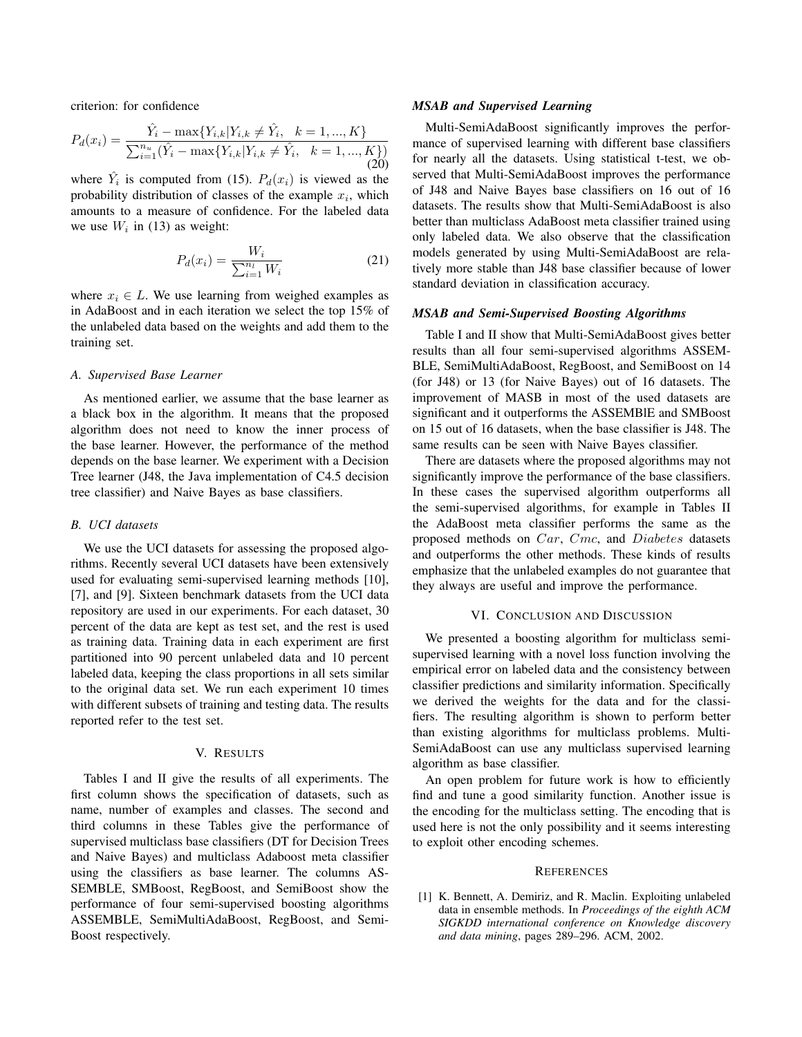criterion: for confidence

$$P_d(x_i) = \frac{\hat{Y}_i - \max\{Y_{i,k} | Y_{i,k} \neq \hat{Y}_i, \quad k = 1, ..., K\}}{\sum_{i=1}^{n_u} (\hat{Y}_i - \max\{Y_{i,k} | Y_{i,k} \neq \hat{Y}_i, \quad k = 1, ..., K\})} \tag{20}$$

where $\hat{Y}_i$ is computed from (15). $P_d(x_i)$ is viewed as the probability distribution of classes of the example $x_i$, which amounts to a measure of confidence. For the labeled data we use $W_i$ in (13) as weight:

$$P_d(x_i) = \frac{W_i}{\sum_{i=1}^{n_l} W_i} \tag{21}$$

where $x_i \in L$. We use learning from weighed examples as in AdaBoost and in each iteration we select the top 15% of the unlabeled data based on the weights and add them to the training set.

### A. Supervised Base Learner

As mentioned earlier, we assume that the base learner as a black box in the algorithm. It means that the proposed algorithm does not need to know the inner process of the base learner. However, the performance of the method depends on the base learner. We experiment with a Decision Tree learner (J48, the Java implementation of C4.5 decision tree classifier) and Naive Bayes as base classifiers.

### B. UCI datasets

We use the UCI datasets for assessing the proposed algorithms. Recently several UCI datasets have been extensively used for evaluating semi-supervised learning methods [10], [7], and [9]. Sixteen benchmark datasets from the UCI data repository are used in our experiments. For each dataset, 30 percent of the data are kept as test set, and the rest is used as training data. Training data in each experiment are first partitioned into 90 percent unlabeled data and 10 percent labeled data, keeping the class proportions in all sets similar to the original data set. We run each experiment 10 times with different subsets of training and testing data. The results reported refer to the test set.

## V. Results

Tables I and II give the results of all experiments. The first column shows the specification of datasets, such as name, number of examples and classes. The second and third columns in these Tables give the performance of supervised multiclass base classifiers (DT for Decision Trees and Naive Bayes) and multiclass Adaboost meta classifier using the classifiers as base learner. The columns ASSEMBLE, SMBoost, RegBoost, and SemiBoost show the performance of four semi-supervised boosting algorithms ASSEMBLE, SemiMultiAdaBoost, RegBoost, and SemiBoost respectively.

### *MSAB and Supervised Learning*

Multi-SemiAdaBoost significantly improves the performance of supervised learning with different base classifiers for nearly all the datasets. Using statistical t-test, we observed that Multi-SemiAdaBoost improves the performance of J48 and Naive Bayes base classifiers on 16 out of 16 datasets. The results show that Multi-SemiAdaBoost is also better than multiclass AdaBoost meta classifier trained using only labeled data. We also observe that the classification models generated by using Multi-SemiAdaBoost are relatively more stable than J48 base classifier because of lower standard deviation in classification accuracy.

### *MSAB and Semi-Supervised Boosting Algorithms*

Table I and II show that Multi-SemiAdaBoost gives better results than all four semi-supervised algorithms ASSEMBLE, SemiMultiAdaBoost, RegBoost, and SemiBoost on 14 (for J48) or 13 (for Naive Bayes) out of 16 datasets. The improvement of MASB in most of the used datasets are significant and it outperforms the ASSEMBlE and SMBoost on 15 out of 16 datasets, when the base classifier is J48. The same results can be seen with Naive Bayes classifier.

There are datasets where the proposed algorithms may not significantly improve the performance of the base classifiers. In these cases the supervised algorithm outperforms all the semi-supervised algorithms, for example in Tables II the AdaBoost meta classifier performs the same as the proposed methods on $Car$, $Cmc$, and $Diabetes$ datasets and outperforms the other methods. These kinds of results emphasize that the unlabeled examples do not guarantee that they always are useful and improve the performance.

## VI. Conclusion and Discussion

We presented a boosting algorithm for multiclass semi-supervised learning with a novel loss function involving the empirical error on labeled data and the consistency between classifier predictions and similarity information. Specifically we derived the weights for the data and for the classifiers. The resulting algorithm is shown to perform better than existing algorithms for multiclass problems. Multi-SemiAdaBoost can use any multiclass supervised learning algorithm as base classifier.

An open problem for future work is how to efficiently find and tune a good similarity function. Another issue is the encoding for the multiclass setting. The encoding that is used here is not the only possibility and it seems interesting to exploit other encoding schemes.

## References

[1] K. Bennett, A. Demiriz, and R. Maclin. Exploiting unlabeled data in ensemble methods. In *Proceedings of the eighth ACM SIGKDD international conference on Knowledge discovery and data mining*, pages 289–296. ACM, 2002.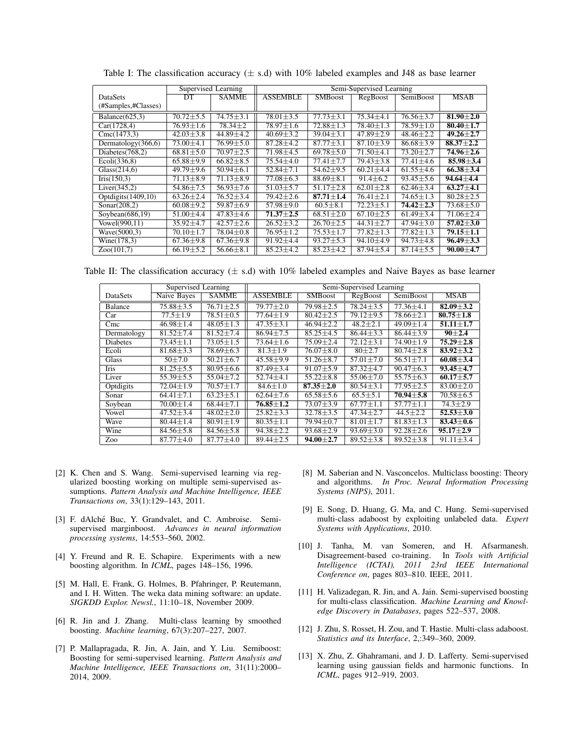Table I: The classification accuracy ($\pm$ s.d) with 10% labeled examples and J48 as base learner

| DataSets (#Samples,#Classes) | Supervised Learning | | Semi-Supervised Learning | | | | |
|---|---|---|---|---|---|---|---|
| | DT | SAMME | ASSEMBLE | SMBoost | RegBoost | SemiBoost | MSAB |
| Balance(625,3) | 70.72±5.5 | 74.75±3.1 | 78.01±3.5 | 77.73±3.1 | 75.34±4.1 | 76.56±3.7 | **81.90±2.0** |
| Car(1728,4) | 76.93±1.6 | 78.34±2 | 78.97±1.6 | 72.88±1.3 | 78.40±1.3 | 78.59±1.0 | **80.40±1.7** |
| Cmc(1473,3) | 42.03±3.8 | 44.89±4.2 | 40.69±3.2 | 39.04±3.1 | 47.89±2.9 | 48.46±2.2 | **49.26±2.7** |
| Dermatology(366,6) | 73.00±4.1 | 76.99±5.0 | 87.28±4.2 | 87.77±3.1 | 87.10±3.9 | 86.68±3.9 | **88.37±2.2** |
| Diabetes(768,2) | 68.81±5.0 | 70.97±2.5 | 71.98±4.5 | 69.78±5.0 | 71.50±4.1 | 73.20±2.7 | **74.96±2.6** |
| Ecoli(336,8) | 65.88±9.9 | 66.82±8.5 | 75.54±4.0 | 77.41±7.7 | 79.43±3.8 | 77.41±4.6 | **85.98±3.4** |
| Glass(214,6) | 49.79±9.6 | 50.94±6.1 | 52.84±7.1 | 54.62±9.5 | 60.21±4.4 | 61.55±4.6 | **66.38±3.4** |
| Iris(150,3) | 71.13±8.9 | 71.13±8.9 | 77.08±6.3 | 88.69±8.1 | 91.4±6.2 | 93.45±5.6 | **94.64±4.4** |
| Liver(345,2) | 54.86±7.5 | 56.93±7.6 | 51.03±5.7 | 51.17±2.8 | 62.01±2.8 | 62.46±3.4 | **63.27±4.1** |
| Optdigits(1409,10) | 63.26±2.4 | 76.52±3.4 | 79.42±2.6 | **87.71±1.4** | 76.41±2.1 | 74.65±1.3 | 80.28±2.5 |
| Sonar(208,2) | 60.08±9.2 | 59.87±6.9 | 57.98±9.0 | 60.5±8.1 | 72.23±5.1 | **74.42±2.3** | 73.68±5.0 |
| Soybean(686,19) | 51.00±4.4 | 47.83±4.6 | **71.37±2.5** | 68.51±2.0 | 67.10±2.5 | 61.49±3.4 | 71.06±2.4 |
| Vowel(990,11) | 35.92±4.7 | 42.57±2.6 | 26.52±3.2 | 26.70±2.5 | 44.31±2.7 | 47.94±3.0 | **57.02±3.0** |
| Wave(5000,3) | 70.10±1.7 | 78.04±0.8 | 76.95±1.2 | 75.53±1.7 | 77.82±1.3 | 77.82±1.3 | **79.15±1.1** |
| Wine(178,3) | 67.36±9.8 | 67.36±9.8 | 91.92±4.4 | 93.27±5.3 | 94.10±4.9 | 94.73±4.8 | **96.49±3.3** |
| Zoo(101,7) | 66.19±5.2 | 56.66±8.1 | 85.23±4.2 | 85.23±4.2 | 87.94±5.4 | 87.14±5.5 | **90.00±4.7** |

Table II: The classification accuracy ($\pm$ s.d) with 10% labeled examples and Naive Bayes as base learner

| DataSets | Supervised Learning | | Semi-Supervised Learning | | | | |
|---|---|---|---|---|---|---|---|
| | Naive Bayes | SAMME | ASSEMBLE | SMBoost | RegBoost | SemiBoost | MSAB |
| Balance | 75.88±3.5 | 76.71±2.5 | 79.77±2.0 | 79.98±2.5 | 78.24±3.5 | 77.36±4.1 | **82.09±3.2** |
| Car | 77.5±1.9 | 78.51±0.5 | 77.64±1.9 | 80.42±2.5 | 79.12±9.5 | 78.66±2.1 | **80.75±1.8** |
| Cmc | 46.98±1.4 | 48.05±1.3 | 47.35±3.1 | 46.94±2.2 | 48.2±2.1 | 49.09±1.4 | **51.11±1.7** |
| Dermatology | 81.52±7.4 | 81.52±7.4 | 86.94±7.5 | 85.25±4.5 | 86.44±3.3 | 86.44±3.9 | **90±2.4** |
| Diabetes | 73.45±1.1 | 73.05±1.5 | 73.64±1.6 | 75.09±2.4 | 72.12±3.1 | 74.90±1.9 | **75.29±2.8** |
| Ecoli | 81.68±3.3 | 78.69±6.3 | 81.3±1.9 | 76.07±8.0 | 80±2.7 | 80.74±2.8 | **83.92±3.2** |
| Glass | 50±7.0 | 50.21±6.7 | 45.58±9.9 | 51.26±8.7 | 57.01±7.0 | 56.51±7.1 | **60.08±3.4** |
| Iris | 81.25±5.5 | 80.95±6.6 | 87.49±3.4 | 91.07±5.9 | 87.32±4.7 | 90.47±6.3 | **93.45±4.7** |
| Liver | 55.39±5.5 | 55.04±7.2 | 52.74±4.1 | 55.22±8.8 | 55.06±7.0 | 55.75±6.3 | **60.17±5.7** |
| Optdigits | 72.04±1.9 | 70.57±1.7 | 84.6±1.0 | **87.35±2.0** | 80.54±3.1 | 77.95±2.5 | 83.00±2.0 |
| Sonar | 64.41±7.1 | 63.23±5.1 | 62.64±7.6 | 65.58±5.6 | 65.5±5.1 | **70.94±5.8** | 70.58±6.5 |
| Soybean | 70.00±1.4 | 68.44±7.1 | **76.85±1.2** | 73.07±3.9 | 67.77±1.1 | 57.77±1.1 | 74.3±2.9 |
| Vowel | 47.52±3.4 | 48.02±2.0 | 25.82±3.3 | 32.78±3.5 | 47.34±2.7 | 44.5±2.2 | **52.53±3.0** |
| Wave | 80.44±1.4 | 80.91±1.9 | 80.35±1.1 | 79.94±0.7 | 81.01±1.7 | 81.83±1.3 | **83.43±0.6** |
| Wine | 84.56±5.8 | 84.56±5.8 | 94.38±2.2 | 93.68±2.9 | 93.69±3.0 | 92.28±2.6 | **95.17±2.9** |
| Zoo | 87.77±4.0 | 87.77±4.0 | 89.44±2.5 | **94.00±2.7** | 89.52±3.8 | 89.52±3.8 | 91.11±3.4 |

[2] K. Chen and S. Wang. Semi-supervised learning via regularized boosting working on multiple semi-supervised assumptions. *Pattern Analysis and Machine Intelligence, IEEE Transactions on*, 33(1):129–143, 2011.

[3] F. dAlché Buc, Y. Grandvalet, and C. Ambroise. Semi-supervised marginboost. *Advances in neural information processing systems*, 14:553–560, 2002.

[4] Y. Freund and R. E. Schapire. Experiments with a new boosting algorithm. In *ICML*, pages 148–156, 1996.

[5] M. Hall, E. Frank, G. Holmes, B. Pfahringer, P. Reutemann, and I. H. Witten. The weka data mining software: an update. *SIGKDD Explor. Newsl.*, 11:10–18, November 2009.

[6] R. Jin and J. Zhang. Multi-class learning by smoothed boosting. *Machine learning*, 67(3):207–227, 2007.

[7] P. Mallapragada, R. Jin, A. Jain, and Y. Liu. Semiboost: Boosting for semi-supervised learning. *Pattern Analysis and Machine Intelligence, IEEE Transactions on*, 31(11):2000–2014, 2009.

[8] M. Saberian and N. Vasconcelos. Multiclass boosting: Theory and algorithms. *In Proc. Neural Information Processing Systems (NIPS)*, 2011.

[9] E. Song, D. Huang, G. Ma, and C. Hung. Semi-supervised multi-class adaboost by exploiting unlabeled data. *Expert Systems with Applications*, 2010.

[10] J. Tanha, M. van Someren, and H. Afsarmanesh. Disagreement-based co-training. In *Tools with Artificial Intelligence (ICTAI), 2011 23rd IEEE International Conference on*, pages 803–810. IEEE, 2011.

[11] H. Valizadegan, R. Jin, and A. Jain. Semi-supervised boosting for multi-class classification. *Machine Learning and Knowledge Discovery in Databases*, pages 522–537, 2008.

[12] J. Zhu, S. Rosset, H. Zou, and T. Hastie. Multi-class adaboost. *Statistics and its Interface*, 2,:349–360, 2009.

[13] X. Zhu, Z. Ghahramani, and J. D. Lafferty. Semi-supervised learning using gaussian fields and harmonic functions. In *ICML*, pages 912–919, 2003.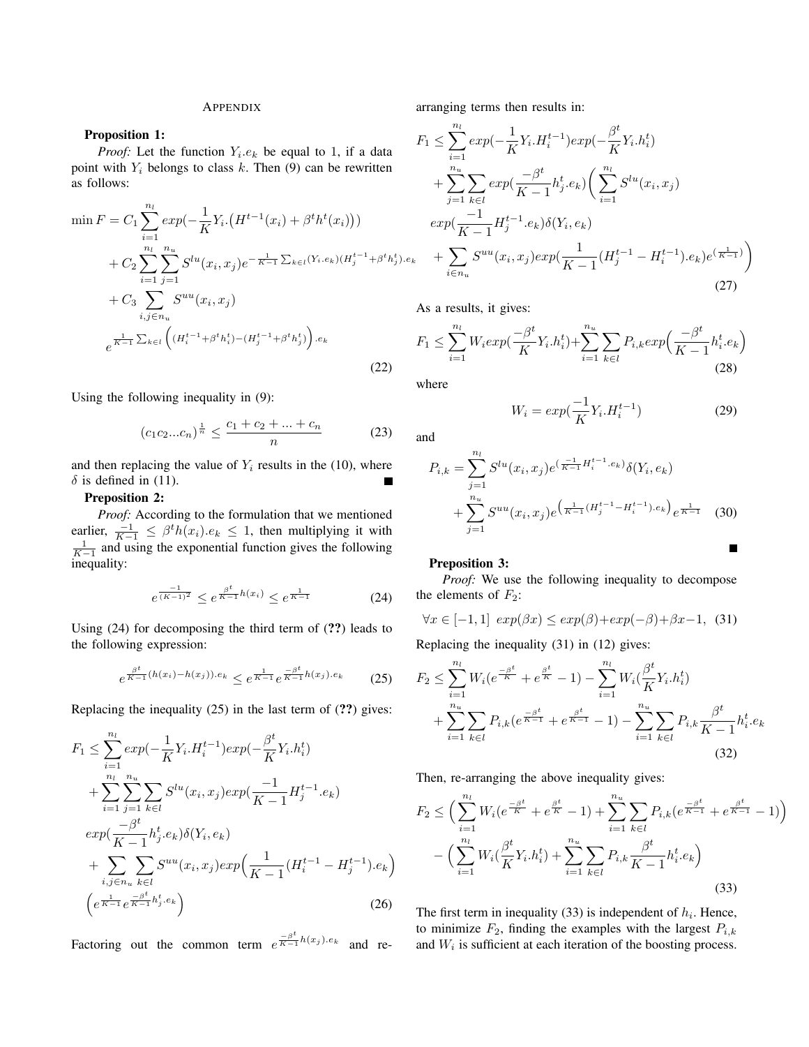## Appendix

**Proposition 1:**

*Proof:* Let the function $Y_i.e_k$ be equal to 1, if a data point with $Y_i$ belongs to class $k$. Then (9) can be rewritten as follows:

$$\min F = C_1 \sum_{i=1}^{n_l} exp(-\frac{1}{K} Y_i.\big(H^{t-1}(x_i) + \beta^t h^t(x_i)\big))$$
$$+ C_2 \sum_{i=1}^{n_l}\sum_{j=1}^{n_u} S^{lu}(x_i,x_j) e^{-\frac{1}{K-1}\sum_{k\in l}(Y_i.e_k)(H_j^{t-1}+\beta^t h_j^t).e_k}$$
$$+ C_3 \sum_{i,j\in n_u} S^{uu}(x_i,x_j)$$
$$e^{\frac{1}{K-1}\sum_{k\in l}\Big((H_i^{t-1}+\beta^t h_i^t)-(H_j^{t-1}+\beta^t h_j^t)\Big).e_k} \tag{22}$$

Using the following inequality in (9):

$$(c_1 c_2 ... c_n)^{\frac{1}{n}} \leq \frac{c_1 + c_2 + ... + c_n}{n} \tag{23}$$

and then replacing the value of $Y_i$ results in the (10), where $\delta$ is defined in (11). ■

**Preposition 2:**

*Proof:* According to the formulation that we mentioned earlier, $\frac{-1}{K-1} \leq \beta^t h(x_i).e_k \leq 1$, then multiplying it with $\frac{1}{K-1}$ and using the exponential function gives the following inequality:

$$e^{\frac{-1}{(K-1)^2}} \leq e^{\frac{\beta^t}{K-1}h(x_i)} \leq e^{\frac{1}{K-1}} \tag{24}$$

Using (24) for decomposing the third term of (??) leads to the following expression:

$$e^{\frac{\beta^t}{K-1}(h(x_i)-h(x_j)).e_k} \leq e^{\frac{1}{K-1}} e^{\frac{-\beta^t}{K-1}h(x_j).e_k} \tag{25}$$

Replacing the inequality (25) in the last term of (??) gives:

$$F_1 \leq \sum_{i=1}^{n_l} exp(-\frac{1}{K} Y_i.H_i^{t-1}) exp(-\frac{\beta^t}{K} Y_i.h_i^t)$$
$$+ \sum_{i=1}^{n_l}\sum_{j=1}^{n_u}\sum_{k\in l} S^{lu}(x_i,x_j) exp(\frac{-1}{K-1} H_j^{t-1}.e_k)$$
$$exp(\frac{-\beta^t}{K-1} h_j^t.e_k)\delta(Y_i,e_k)$$
$$+ \sum_{i,j\in n_u}\sum_{k\in l} S^{uu}(x_i,x_j) exp\Big(\frac{1}{K-1}(H_i^{t-1} - H_j^{t-1}).e_k\Big)$$
$$\Big(e^{\frac{1}{K-1}} e^{\frac{-\beta^t}{K-1}h_j^t.e_k}\Big) \tag{26}$$

Factoring out the common term $e^{\frac{-\beta^t}{K-1}h(x_j).e_k}$ and re-arranging terms then results in:

$$F_1 \leq \sum_{i=1}^{n_l} exp(-\frac{1}{K} Y_i.H_i^{t-1}) exp(-\frac{\beta^t}{K} Y_i.h_i^t)$$
$$+ \sum_{j=1}^{n_u}\sum_{k\in l} exp(\frac{-\beta^t}{K-1} h_j^t.e_k)\bigg(\sum_{i=1}^{n_l} S^{lu}(x_i,x_j)$$
$$exp(\frac{-1}{K-1} H_j^{t-1}.e_k)\delta(Y_i,e_k)$$
$$+ \sum_{i\in n_u} S^{uu}(x_i,x_j) exp(\frac{1}{K-1}(H_j^{t-1} - H_i^{t-1}).e_k) e^{(\frac{1}{K-1})}\bigg) \tag{27}$$

As a results, it gives:

$$F_1 \leq \sum_{i=1}^{n_l} W_i exp(\frac{-\beta^t}{K} Y_i.h_i^t) + \sum_{i=1}^{n_u}\sum_{k\in l} P_{i,k} exp\Big(\frac{-\beta^t}{K-1} h_i^t.e_k\Big) \tag{28}$$

where

$$W_i = exp(\frac{-1}{K} Y_i.H_i^{t-1}) \tag{29}$$

and

$$P_{i,k} = \sum_{j=1}^{n_l} S^{lu}(x_i,x_j) e^{(\frac{-1}{K-1}H_i^{t-1}.e_k)}\delta(Y_i,e_k)$$
$$+ \sum_{j=1}^{n_u} S^{uu}(x_i,x_j) e^{\Big(\frac{1}{K-1}(H_j^{t-1}-H_i^{t-1}).e_k\Big)} e^{\frac{1}{K-1}} \tag{30}$$

■

**Preposition 3:**

*Proof:* We use the following inequality to decompose the elements of $F_2$:

$$\forall x \in [-1,1]\;\; exp(\beta x) \leq exp(\beta) + exp(-\beta) + \beta x - 1, \tag{31}$$

Replacing the inequality (31) in (12) gives:

$$F_2 \leq \sum_{i=1}^{n_l} W_i(e^{\frac{-\beta^t}{K}} + e^{\frac{\beta^t}{K}} - 1) - \sum_{i=1}^{n_l} W_i(\frac{\beta^t}{K} Y_i.h_i^t)$$
$$+ \sum_{i=1}^{n_u}\sum_{k\in l} P_{i,k}(e^{\frac{-\beta^t}{K-1}} + e^{\frac{\beta^t}{K-1}} - 1) - \sum_{i=1}^{n_u}\sum_{k\in l} P_{i,k}\frac{\beta^t}{K-1} h_i^t.e_k \tag{32}$$

Then, re-arranging the above inequality gives:

$$F_2 \leq \Big(\sum_{i=1}^{n_l} W_i(e^{\frac{-\beta^t}{K}} + e^{\frac{\beta^t}{K}} - 1) + \sum_{i=1}^{n_u}\sum_{k\in l} P_{i,k}(e^{\frac{-\beta^t}{K-1}} + e^{\frac{\beta^t}{K-1}} - 1)\Big)$$
$$- \Big(\sum_{i=1}^{n_l} W_i(\frac{\beta^t}{K} Y_i.h_i^t) + \sum_{i=1}^{n_u}\sum_{k\in l} P_{i,k}\frac{\beta^t}{K-1} h_i^t.e_k\Big) \tag{33}$$

The first term in inequality (33) is independent of $h_i$. Hence, to minimize $F_2$, finding the examples with the largest $P_{i,k}$ and $W_i$ is sufficient at each iteration of the boosting process.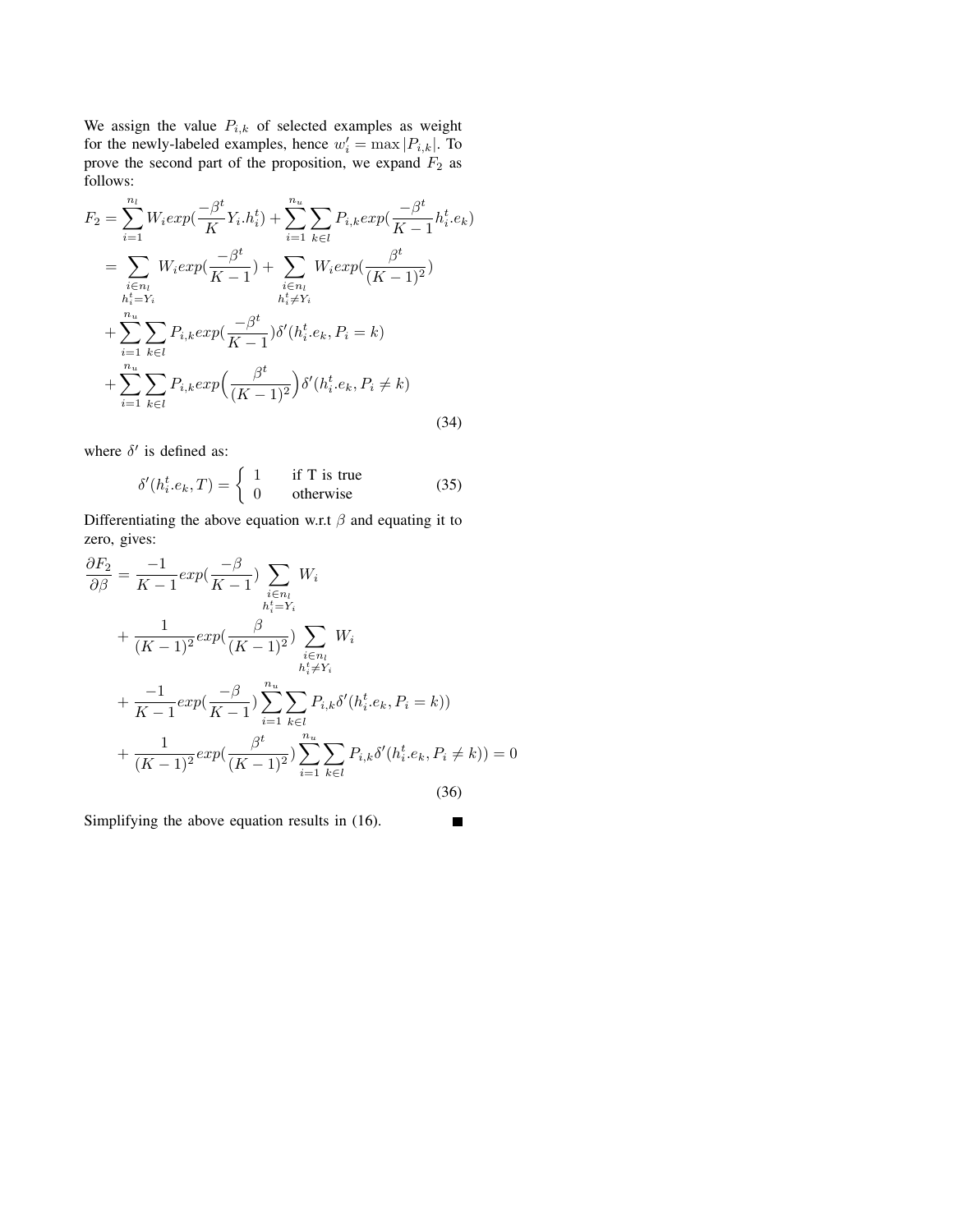We assign the value $P_{i,k}$ of selected examples as weight for the newly-labeled examples, hence $w'_i = \max |P_{i,k}|$. To prove the second part of the proposition, we expand $F_2$ as follows:

$$
\begin{aligned}
F_2 &= \sum_{i=1}^{n_l} W_i exp(\frac{-\beta^t}{K} Y_i.h_i^t) + \sum_{i=1}^{n_u} \sum_{k \in l} P_{i,k} exp(\frac{-\beta^t}{K-1} h_i^t.e_k) \\
&= \sum_{\substack{i \in n_l \\ h_i^t = Y_i}} W_i exp(\frac{-\beta^t}{K-1}) + \sum_{\substack{i \in n_l \\ h_i^t \neq Y_i}} W_i exp(\frac{\beta^t}{(K-1)^2}) \\
&+ \sum_{i=1}^{n_u} \sum_{k \in l} P_{i,k} exp(\frac{-\beta^t}{K-1}) \delta'(h_i^t.e_k, P_i = k) \\
&+ \sum_{i=1}^{n_u} \sum_{k \in l} P_{i,k} exp\Big(\frac{\beta^t}{(K-1)^2}\Big) \delta'(h_i^t.e_k, P_i \neq k)
\end{aligned} \tag{34}
$$

where $\delta'$ is defined as:

$$
\delta'(h_i^t.e_k, T) = \begin{cases} 1 & \text{if T is true} \\ 0 & \text{otherwise} \end{cases} \tag{35}
$$

Differentiating the above equation w.r.t $\beta$ and equating it to zero, gives:

$$
\begin{aligned}
\frac{\partial F_2}{\partial \beta} &= \frac{-1}{K-1} exp(\frac{-\beta}{K-1}) \sum_{\substack{i \in n_l \\ h_i^t = Y_i}} W_i \\
&+ \frac{1}{(K-1)^2} exp(\frac{\beta}{(K-1)^2}) \sum_{\substack{i \in n_l \\ h_i^t \neq Y_i}} W_i \\
&+ \frac{-1}{K-1} exp(\frac{-\beta}{K-1}) \sum_{i=1}^{n_u} \sum_{k \in l} P_{i,k} \delta'(h_i^t.e_k, P_i = k)) \\
&+ \frac{1}{(K-1)^2} exp(\frac{\beta^t}{(K-1)^2}) \sum_{i=1}^{n_u} \sum_{k \in l} P_{i,k} \delta'(h_i^t.e_k, P_i \neq k)) = 0
\end{aligned} \tag{36}
$$

Simplifying the above equation results in (16). ∎